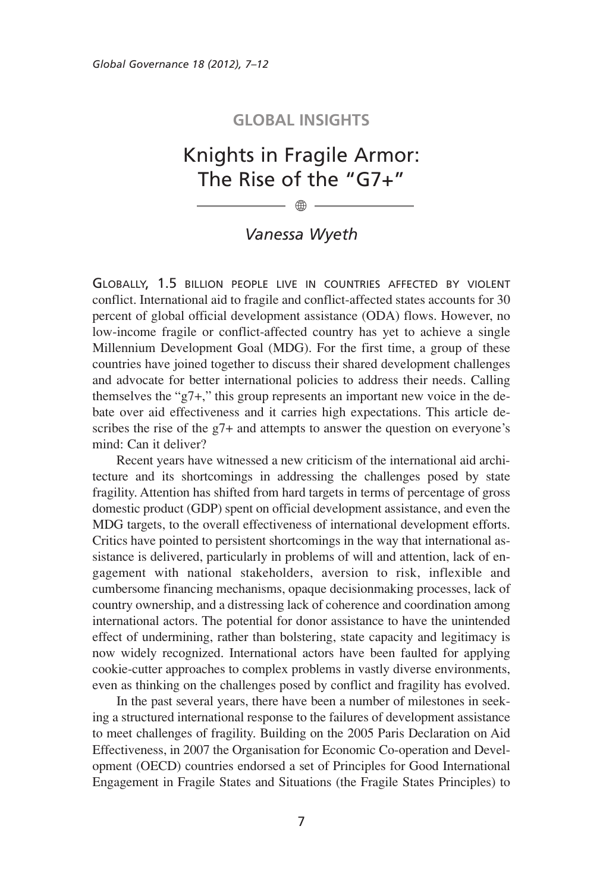GLOBAL INSIGHTS

# Knights in Fragile Armor: The Rise of the "G7+"

*Vanessa Wyeth*

GLOBALLY, 1.5 BILLION PEOPLE LIVE IN COUNTRIES AFFECTED BY VIOLENT conflict. International aid to fragile and conflict-affected states accounts for 30 percent of global official development assistance (ODA) flows. However, no low-income fragile or conflict-affected country has yet to achieve a single Millennium Development Goal (MDG). For the first time, a group of these countries have joined together to discuss their shared development challenges and advocate for better international policies to address their needs. Calling themselves the "g7+," this group represents an important new voice in the debate over aid effectiveness and it carries high expectations. This article describes the rise of the g7+ and attempts to answer the question on everyone's mind: Can it deliver?

Recent years have witnessed a new criticism of the international aid architecture and its shortcomings in addressing the challenges posed by state fragility. Attention has shifted from hard targets in terms of percentage of gross domestic product (GDP) spent on official development assistance, and even the MDG targets, to the overall effectiveness of international development efforts. Critics have pointed to persistent shortcomings in the way that international assistance is delivered, particularly in problems of will and attention, lack of engagement with national stakeholders, aversion to risk, inflexible and cumbersome financing mechanisms, opaque decisionmaking processes, lack of country ownership, and a distressing lack of coherence and coordination among international actors. The potential for donor assistance to have the unintended effect of undermining, rather than bolstering, state capacity and legitimacy is now widely recognized. International actors have been faulted for applying cookie-cutter approaches to complex problems in vastly diverse environments, even as thinking on the challenges posed by conflict and fragility has evolved.

In the past several years, there have been a number of milestones in seeking a structured international response to the failures of development assistance to meet challenges of fragility. Building on the 2005 Paris Declaration on Aid Effectiveness, in 2007 the Organisation for Economic Co-operation and Development (OECD) countries endorsed a set of Principles for Good International Engagement in Fragile States and Situations (the Fragile States Principles) to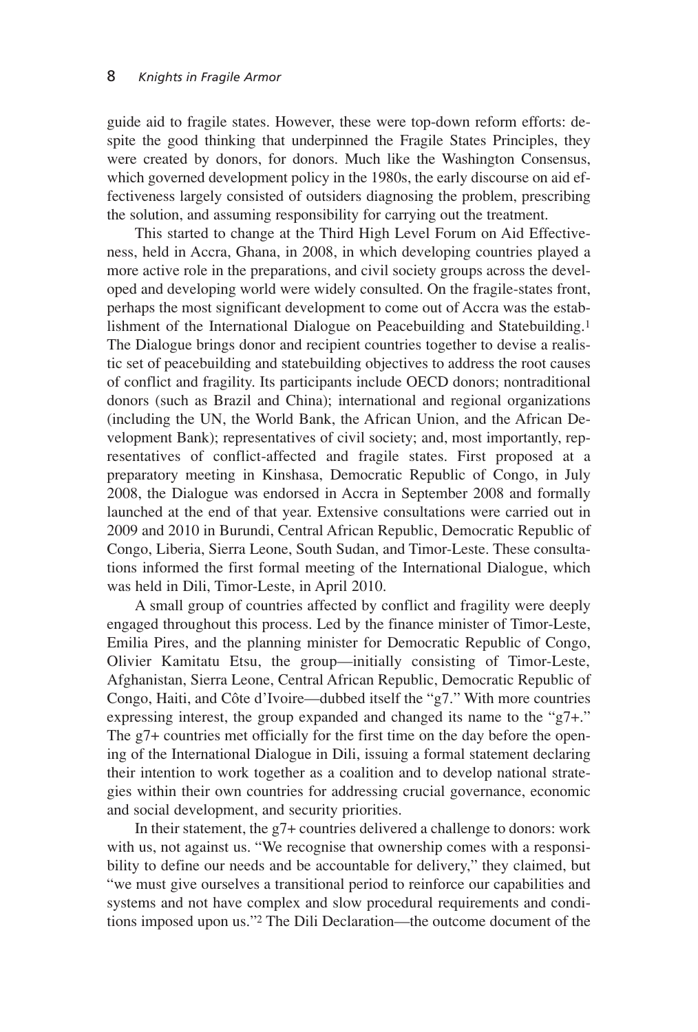guide aid to fragile states. However, these were top-down reform efforts: despite the good thinking that underpinned the Fragile States Principles, they were created by donors, for donors. Much like the Washington Consensus, which governed development policy in the 1980s, the early discourse on aid effectiveness largely consisted of outsiders diagnosing the problem, prescribing the solution, and assuming responsibility for carrying out the treatment.

This started to change at the Third High Level Forum on Aid Effectiveness, held in Accra, Ghana, in 2008, in which developing countries played a more active role in the preparations, and civil society groups across the developed and developing world were widely consulted. On the fragile-states front, perhaps the most significant development to come out of Accra was the establishment of the International Dialogue on Peacebuilding and Statebuilding.[1] The Dialogue brings donor and recipient countries together to devise a realistic set of peacebuilding and statebuilding objectives to address the root causes of conflict and fragility. Its participants include OECD donors; nontraditional donors (such as Brazil and China); international and regional organizations (including the UN, the World Bank, the African Union, and the African Development Bank); representatives of civil society; and, most importantly, representatives of conflict-affected and fragile states. First proposed at a preparatory meeting in Kinshasa, Democratic Republic of Congo, in July 2008, the Dialogue was endorsed in Accra in September 2008 and formally launched at the end of that year. Extensive consultations were carried out in 2009 and 2010 in Burundi, Central African Republic, Democratic Republic of Congo, Liberia, Sierra Leone, South Sudan, and Timor-Leste. These consultations informed the first formal meeting of the International Dialogue, which was held in Dili, Timor-Leste, in April 2010.

A small group of countries affected by conflict and fragility were deeply engaged throughout this process. Led by the finance minister of Timor-Leste, Emilia Pires, and the planning minister for Democratic Republic of Congo, Olivier Kamitatu Etsu, the group—initially consisting of Timor-Leste, Afghanistan, Sierra Leone, Central African Republic, Democratic Republic of Congo, Haiti, and Côte d'Ivoire—dubbed itself the "g7." With more countries expressing interest, the group expanded and changed its name to the "g7+." The g7+ countries met officially for the first time on the day before the opening of the International Dialogue in Dili, issuing a formal statement declaring their intention to work together as a coalition and to develop national strategies within their own countries for addressing crucial governance, economic and social development, and security priorities.

In their statement, the g7+ countries delivered a challenge to donors: work with us, not against us. "We recognise that ownership comes with a responsibility to define our needs and be accountable for delivery," they claimed, but "we must give ourselves a transitional period to reinforce our capabilities and systems and not have complex and slow procedural requirements and conditions imposed upon us."[2] The Dili Declaration—the outcome document of the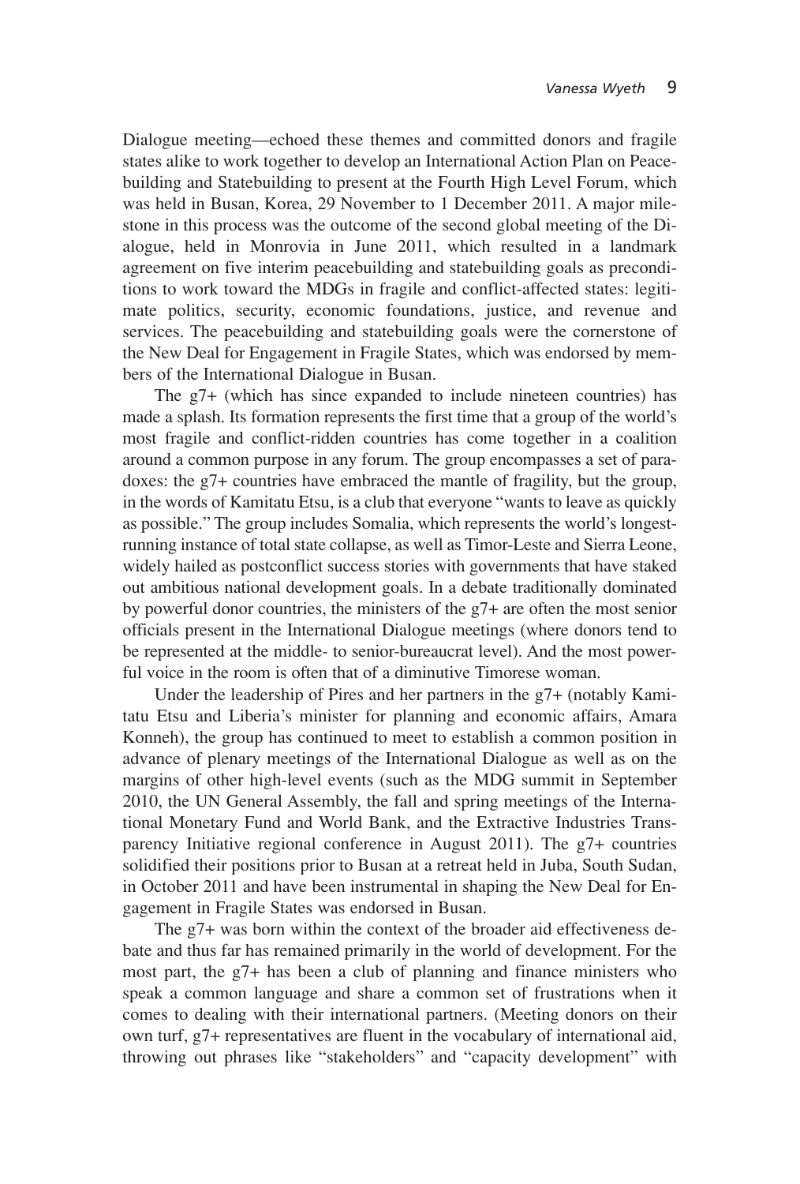Dialogue meeting—echoed these themes and committed donors and fragile states alike to work together to develop an International Action Plan on Peacebuilding and Statebuilding to present at the Fourth High Level Forum, which was held in Busan, Korea, 29 November to 1 December 2011. A major milestone in this process was the outcome of the second global meeting of the Dialogue, held in Monrovia in June 2011, which resulted in a landmark agreement on five interim peacebuilding and statebuilding goals as preconditions to work toward the MDGs in fragile and conflict-affected states: legitimate politics, security, economic foundations, justice, and revenue and services. The peacebuilding and statebuilding goals were the cornerstone of the New Deal for Engagement in Fragile States, which was endorsed by members of the International Dialogue in Busan.

The g7+ (which has since expanded to include nineteen countries) has made a splash. Its formation represents the first time that a group of the world's most fragile and conflict-ridden countries has come together in a coalition around a common purpose in any forum. The group encompasses a set of paradoxes: the g7+ countries have embraced the mantle of fragility, but the group, in the words of Kamitatu Etsu, is a club that everyone "wants to leave as quickly as possible." The group includes Somalia, which represents the world's longest-running instance of total state collapse, as well as Timor-Leste and Sierra Leone, widely hailed as postconflict success stories with governments that have staked out ambitious national development goals. In a debate traditionally dominated by powerful donor countries, the ministers of the g7+ are often the most senior officials present in the International Dialogue meetings (where donors tend to be represented at the middle- to senior-bureaucrat level). And the most powerful voice in the room is often that of a diminutive Timorese woman.

Under the leadership of Pires and her partners in the g7+ (notably Kamitatu Etsu and Liberia's minister for planning and economic affairs, Amara Konneh), the group has continued to meet to establish a common position in advance of plenary meetings of the International Dialogue as well as on the margins of other high-level events (such as the MDG summit in September 2010, the UN General Assembly, the fall and spring meetings of the International Monetary Fund and World Bank, and the Extractive Industries Transparency Initiative regional conference in August 2011). The g7+ countries solidified their positions prior to Busan at a retreat held in Juba, South Sudan, in October 2011 and have been instrumental in shaping the New Deal for Engagement in Fragile States was endorsed in Busan.

The g7+ was born within the context of the broader aid effectiveness debate and thus far has remained primarily in the world of development. For the most part, the g7+ has been a club of planning and finance ministers who speak a common language and share a common set of frustrations when it comes to dealing with their international partners. (Meeting donors on their own turf, g7+ representatives are fluent in the vocabulary of international aid, throwing out phrases like "stakeholders" and "capacity development" with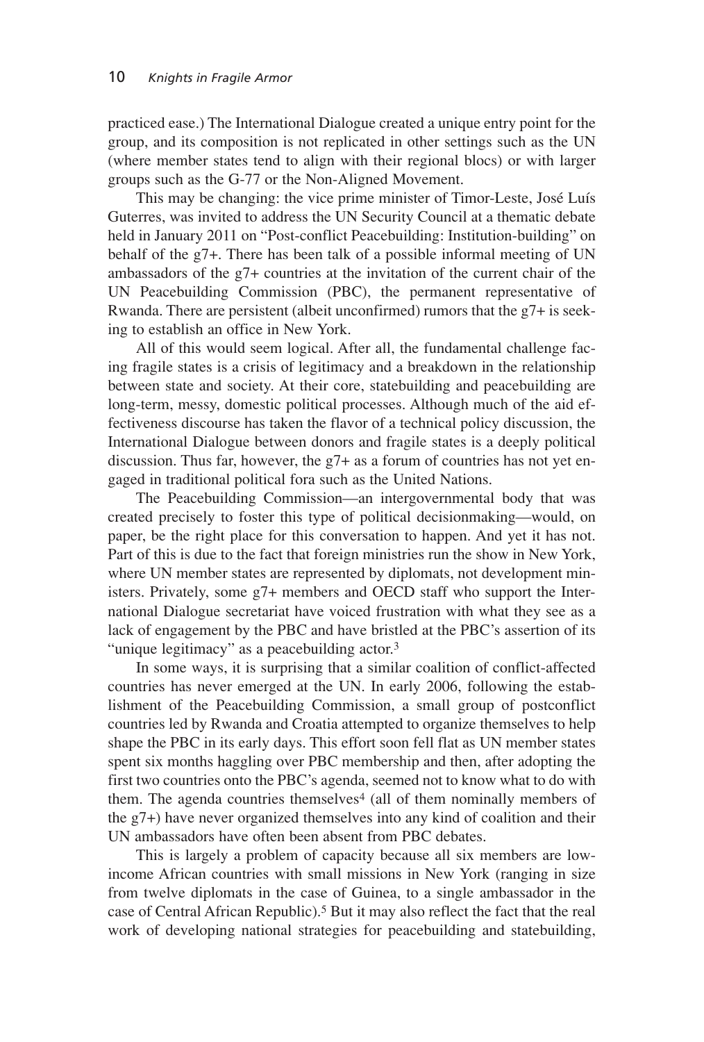practiced ease.) The International Dialogue created a unique entry point for the group, and its composition is not replicated in other settings such as the UN (where member states tend to align with their regional blocs) or with larger groups such as the G-77 or the Non-Aligned Movement.

This may be changing: the vice prime minister of Timor-Leste, José Luís Guterres, was invited to address the UN Security Council at a thematic debate held in January 2011 on "Post-conflict Peacebuilding: Institution-building" on behalf of the g7+. There has been talk of a possible informal meeting of UN ambassadors of the g7+ countries at the invitation of the current chair of the UN Peacebuilding Commission (PBC), the permanent representative of Rwanda. There are persistent (albeit unconfirmed) rumors that the g7+ is seeking to establish an office in New York.

All of this would seem logical. After all, the fundamental challenge facing fragile states is a crisis of legitimacy and a breakdown in the relationship between state and society. At their core, statebuilding and peacebuilding are long-term, messy, domestic political processes. Although much of the aid effectiveness discourse has taken the flavor of a technical policy discussion, the International Dialogue between donors and fragile states is a deeply political discussion. Thus far, however, the g7+ as a forum of countries has not yet engaged in traditional political fora such as the United Nations.

The Peacebuilding Commission—an intergovernmental body that was created precisely to foster this type of political decisionmaking—would, on paper, be the right place for this conversation to happen. And yet it has not. Part of this is due to the fact that foreign ministries run the show in New York, where UN member states are represented by diplomats, not development ministers. Privately, some g7+ members and OECD staff who support the International Dialogue secretariat have voiced frustration with what they see as a lack of engagement by the PBC and have bristled at the PBC's assertion of its "unique legitimacy" as a peacebuilding actor.[3]

In some ways, it is surprising that a similar coalition of conflict-affected countries has never emerged at the UN. In early 2006, following the establishment of the Peacebuilding Commission, a small group of postconflict countries led by Rwanda and Croatia attempted to organize themselves to help shape the PBC in its early days. This effort soon fell flat as UN member states spent six months haggling over PBC membership and then, after adopting the first two countries onto the PBC's agenda, seemed not to know what to do with them. The agenda countries themselves[4] (all of them nominally members of the g7+) have never organized themselves into any kind of coalition and their UN ambassadors have often been absent from PBC debates.

This is largely a problem of capacity because all six members are low-income African countries with small missions in New York (ranging in size from twelve diplomats in the case of Guinea, to a single ambassador in the case of Central African Republic).[5] But it may also reflect the fact that the real work of developing national strategies for peacebuilding and statebuilding,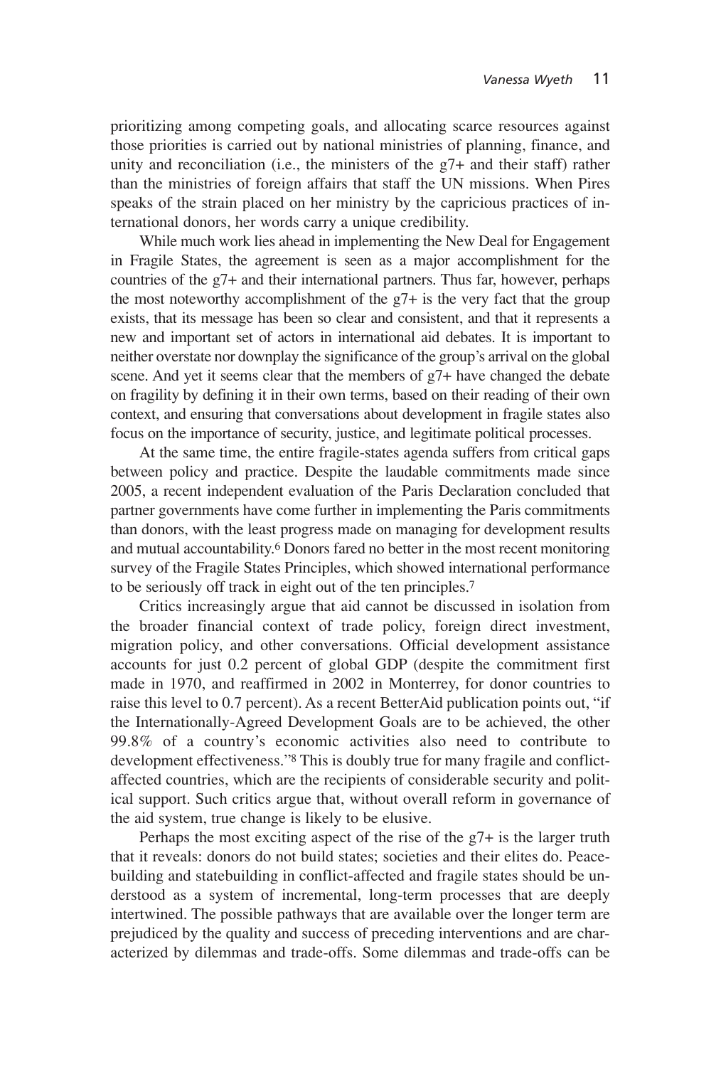prioritizing among competing goals, and allocating scarce resources against those priorities is carried out by national ministries of planning, finance, and unity and reconciliation (i.e., the ministers of the g7+ and their staff) rather than the ministries of foreign affairs that staff the UN missions. When Pires speaks of the strain placed on her ministry by the capricious practices of international donors, her words carry a unique credibility.

While much work lies ahead in implementing the New Deal for Engagement in Fragile States, the agreement is seen as a major accomplishment for the countries of the g7+ and their international partners. Thus far, however, perhaps the most noteworthy accomplishment of the g7+ is the very fact that the group exists, that its message has been so clear and consistent, and that it represents a new and important set of actors in international aid debates. It is important to neither overstate nor downplay the significance of the group's arrival on the global scene. And yet it seems clear that the members of g7+ have changed the debate on fragility by defining it in their own terms, based on their reading of their own context, and ensuring that conversations about development in fragile states also focus on the importance of security, justice, and legitimate political processes.

At the same time, the entire fragile-states agenda suffers from critical gaps between policy and practice. Despite the laudable commitments made since 2005, a recent independent evaluation of the Paris Declaration concluded that partner governments have come further in implementing the Paris commitments than donors, with the least progress made on managing for development results and mutual accountability.[6] Donors fared no better in the most recent monitoring survey of the Fragile States Principles, which showed international performance to be seriously off track in eight out of the ten principles.[7]

Critics increasingly argue that aid cannot be discussed in isolation from the broader financial context of trade policy, foreign direct investment, migration policy, and other conversations. Official development assistance accounts for just 0.2 percent of global GDP (despite the commitment first made in 1970, and reaffirmed in 2002 in Monterrey, for donor countries to raise this level to 0.7 percent). As a recent BetterAid publication points out, "if the Internationally-Agreed Development Goals are to be achieved, the other 99.8% of a country's economic activities also need to contribute to development effectiveness."[8] This is doubly true for many fragile and conflict-affected countries, which are the recipients of considerable security and political support. Such critics argue that, without overall reform in governance of the aid system, true change is likely to be elusive.

Perhaps the most exciting aspect of the rise of the g7+ is the larger truth that it reveals: donors do not build states; societies and their elites do. Peacebuilding and statebuilding in conflict-affected and fragile states should be understood as a system of incremental, long-term processes that are deeply intertwined. The possible pathways that are available over the longer term are prejudiced by the quality and success of preceding interventions and are characterized by dilemmas and trade-offs. Some dilemmas and trade-offs can be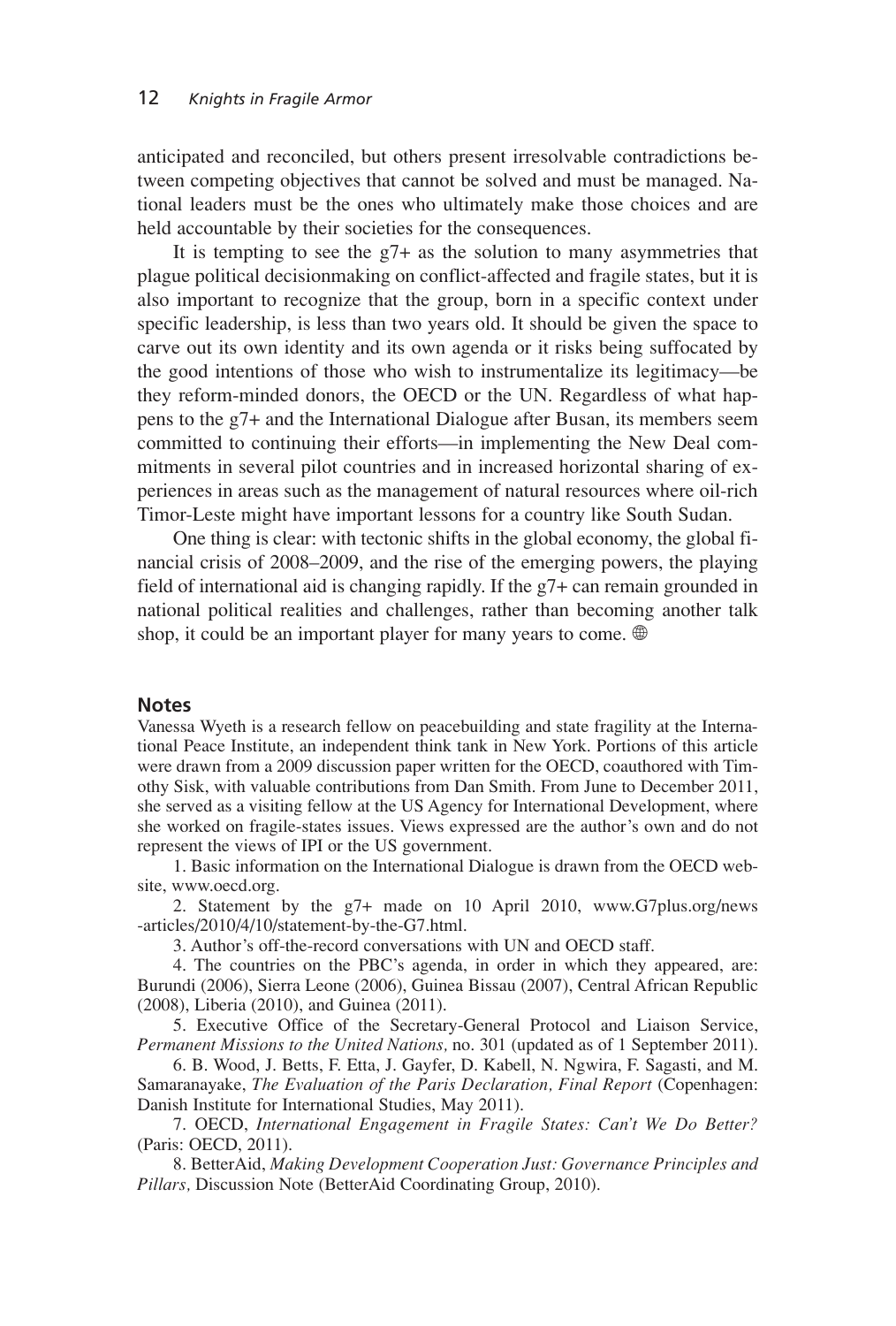anticipated and reconciled, but others present irresolvable contradictions between competing objectives that cannot be solved and must be managed. National leaders must be the ones who ultimately make those choices and are held accountable by their societies for the consequences.

It is tempting to see the g7+ as the solution to many asymmetries that plague political decisionmaking on conflict-affected and fragile states, but it is also important to recognize that the group, born in a specific context under specific leadership, is less than two years old. It should be given the space to carve out its own identity and its own agenda or it risks being suffocated by the good intentions of those who wish to instrumentalize its legitimacy—be they reform-minded donors, the OECD or the UN. Regardless of what happens to the g7+ and the International Dialogue after Busan, its members seem committed to continuing their efforts—in implementing the New Deal commitments in several pilot countries and in increased horizontal sharing of experiences in areas such as the management of natural resources where oil-rich Timor-Leste might have important lessons for a country like South Sudan.

One thing is clear: with tectonic shifts in the global economy, the global financial crisis of 2008–2009, and the rise of the emerging powers, the playing field of international aid is changing rapidly. If the g7+ can remain grounded in national political realities and challenges, rather than becoming another talk shop, it could be an important player for many years to come. ⊕

## Notes

Vanessa Wyeth is a research fellow on peacebuilding and state fragility at the International Peace Institute, an independent think tank in New York. Portions of this article were drawn from a 2009 discussion paper written for the OECD, coauthored with Timothy Sisk, with valuable contributions from Dan Smith. From June to December 2011, she served as a visiting fellow at the US Agency for International Development, where she worked on fragile-states issues. Views expressed are the author's own and do not represent the views of IPI or the US government.

1. Basic information on the International Dialogue is drawn from the OECD website, www.oecd.org.

2. Statement by the g7+ made on 10 April 2010, www.G7plus.org/news-articles/2010/4/10/statement-by-the-G7.html.

3. Author's off-the-record conversations with UN and OECD staff.

4. The countries on the PBC's agenda, in order in which they appeared, are: Burundi (2006), Sierra Leone (2006), Guinea Bissau (2007), Central African Republic (2008), Liberia (2010), and Guinea (2011).

5. Executive Office of the Secretary-General Protocol and Liaison Service, *Permanent Missions to the United Nations,* no. 301 (updated as of 1 September 2011).

6. B. Wood, J. Betts, F. Etta, J. Gayfer, D. Kabell, N. Ngwira, F. Sagasti, and M. Samaranayake, *The Evaluation of the Paris Declaration, Final Report* (Copenhagen: Danish Institute for International Studies, May 2011).

7. OECD, *International Engagement in Fragile States: Can't We Do Better?* (Paris: OECD, 2011).

8. BetterAid, *Making Development Cooperation Just: Governance Principles and Pillars,* Discussion Note (BetterAid Coordinating Group, 2010).